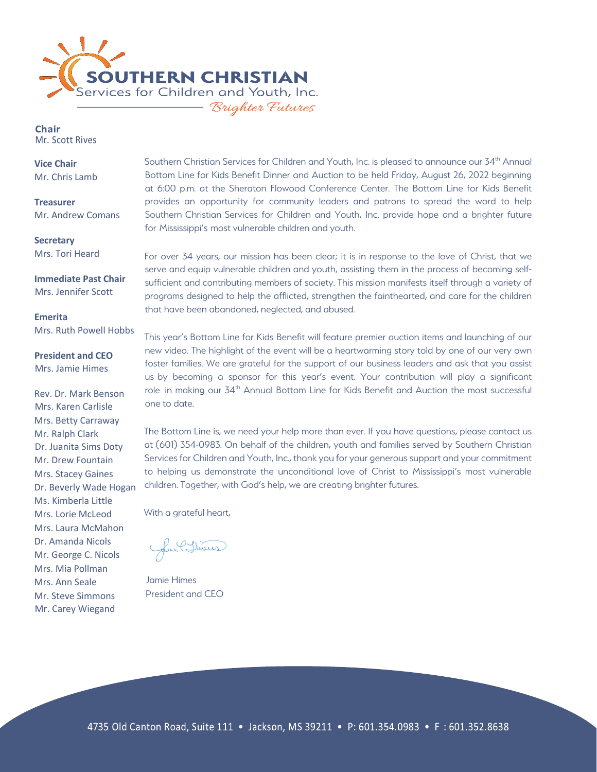# SOUTHERN CHRISTIAN
Services for Children and Youth, Inc.

*Brighter Futures*

**Chair**
Mr. Scott Rives

**Vice Chair**
Mr. Chris Lamb

**Treasurer**
Mr. Andrew Comans

**Secretary**
Mrs. Tori Heard

**Immediate Past Chair**
Mrs. Jennifer Scott

**Emerita**
Mrs. Ruth Powell Hobbs

**President and CEO**
Mrs. Jamie Himes

Rev. Dr. Mark Benson
Mrs. Karen Carlisle
Mrs. Betty Carraway
Mr. Ralph Clark
Dr. Juanita Sims Doty
Mr. Drew Fountain
Mrs. Stacey Gaines
Dr. Beverly Wade Hogan
Ms. Kimberla Little
Mrs. Lorie McLeod
Mrs. Laura McMahon
Dr. Amanda Nicols
Mr. George C. Nicols
Mrs. Mia Pollman
Mrs. Ann Seale
Mr. Steve Simmons
Mr. Carey Wiegand

Southern Christian Services for Children and Youth, Inc. is pleased to announce our 34th Annual Bottom Line for Kids Benefit Dinner and Auction to be held Friday, August 26, 2022 beginning at 6:00 p.m. at the Sheraton Flowood Conference Center. The Bottom Line for Kids Benefit provides an opportunity for community leaders and patrons to spread the word to help Southern Christian Services for Children and Youth, Inc. provide hope and a brighter future for Mississippi's most vulnerable children and youth.

For over 34 years, our mission has been clear; it is in response to the love of Christ, that we serve and equip vulnerable children and youth, assisting them in the process of becoming self-sufficient and contributing members of society. This mission manifests itself through a variety of programs designed to help the afflicted, strengthen the fainthearted, and care for the children that have been abandoned, neglected, and abused.

This year's Bottom Line for Kids Benefit will feature premier auction items and launching of our new video. The highlight of the event will be a heartwarming story told by one of our very own foster families. We are grateful for the support of our business leaders and ask that you assist us by becoming a sponsor for this year's event. Your contribution will play a significant role in making our 34th Annual Bottom Line for Kids Benefit and Auction the most successful one to date.

The Bottom Line is, we need your help more than ever. If you have questions, please contact us at (601) 354-0983. On behalf of the children, youth and families served by Southern Christian Services for Children and Youth, Inc., thank you for your generous support and your commitment to helping us demonstrate the unconditional love of Christ to Mississippi's most vulnerable children. Together, with God's help, we are creating brighter futures.

With a grateful heart,

Jamie Himes
President and CEO

4735 Old Canton Road, Suite 111 • Jackson, MS 39211 • P: 601.354.0983 • F : 601.352.8638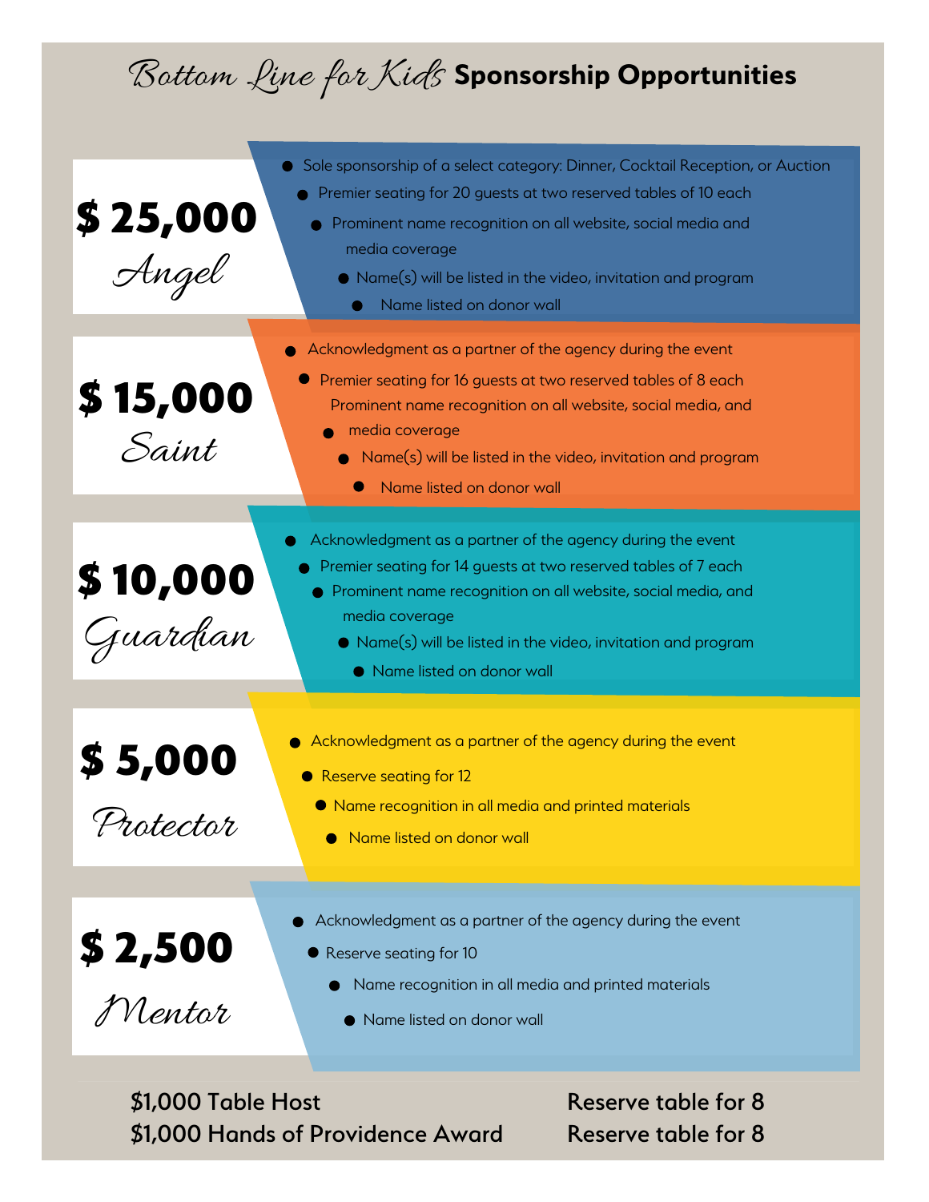# *Bottom Line for Kids* Sponsorship Opportunities

## $ 25,000 *Angel*

- Sole sponsorship of a select category: Dinner, Cocktail Reception, or Auction
- Premier seating for 20 guests at two reserved tables of 10 each
- Prominent name recognition on all website, social media and media coverage
- Name(s) will be listed in the video, invitation and program
- Name listed on donor wall

## $ 15,000 *Saint*

- Acknowledgment as a partner of the agency during the event
- Premier seating for 16 guests at two reserved tables of 8 each
- Prominent name recognition on all website, social media, and media coverage
- Name(s) will be listed in the video, invitation and program
- Name listed on donor wall

## $ 10,000 *Guardian*

- Acknowledgment as a partner of the agency during the event
- Premier seating for 14 guests at two reserved tables of 7 each
- Prominent name recognition on all website, social media, and media coverage
- Name(s) will be listed in the video, invitation and program
- Name listed on donor wall

## $ 5,000 *Protector*

- Acknowledgment as a partner of the agency during the event
- Reserve seating for 12
- Name recognition in all media and printed materials
- Name listed on donor wall

## $ 2,500 *Mentor*

- Acknowledgment as a partner of the agency during the event
- Reserve seating for 10
- Name recognition in all media and printed materials
- Name listed on donor wall

| | |
|---|---|
| $1,000 Table Host | Reserve table for 8 |
| $1,000 Hands of Providence Award | Reserve table for 8 |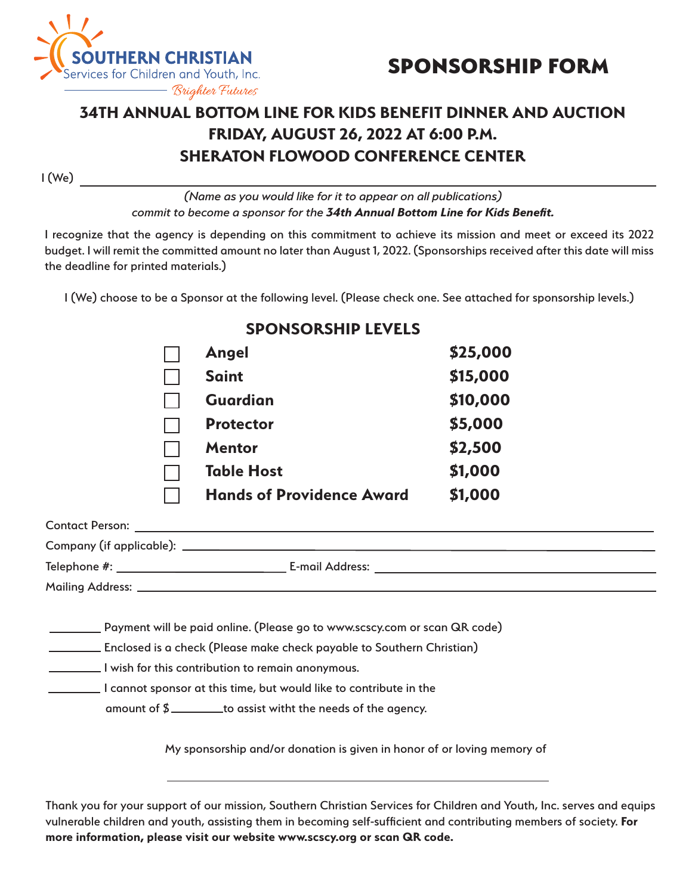SOUTHERN CHRISTIAN
Services for Children and Youth, Inc.
*Brighter Futures*

# SPONSORSHIP FORM

## 34TH ANNUAL BOTTOM LINE FOR KIDS BENEFIT DINNER AND AUCTION
## FRIDAY, AUGUST 26, 2022 AT 6:00 P.M.
## SHERATON FLOWOOD CONFERENCE CENTER

I (We) ______________________________________________________________

*(Name as you would like for it to appear on all publications)*
*commit to become a sponsor for the* ***34th Annual Bottom Line for Kids Benefit.***

I recognize that the agency is depending on this commitment to achieve its mission and meet or exceed its 2022 budget. I will remit the committed amount no later than August 1, 2022. (Sponsorships received after this date will miss the deadline for printed materials.)

I (We) choose to be a Sponsor at the following level. (Please check one. See attached for sponsorship levels.)

### SPONSORSHIP LEVELS

| | | |
|---|---|---|
| ☐ | **Angel** | **$25,000** |
| ☐ | **Saint** | **$15,000** |
| ☐ | **Guardian** | **$10,000** |
| ☐ | **Protector** | **$5,000** |
| ☐ | **Mentor** | **$2,500** |
| ☐ | **Table Host** | **$1,000** |
| ☐ | **Hands of Providence Award** | **$1,000** |

Contact Person: ______________________________________________

Company (if applicable): ______________________________________

Telephone #: ______________________ E-mail Address: ______________________

Mailing Address: _____________________________________________

________ Payment will be paid online. (Please go to www.scscy.com or scan QR code)

________ Enclosed is a check (Please make check payable to Southern Christian)

________ I wish for this contribution to remain anonymous.

________ I cannot sponsor at this time, but would like to contribute in the amount of $________to assist witht the needs of the agency.

My sponsorship and/or donation is given in honor of or loving memory of

______________________________________________

Thank you for your support of our mission, Southern Christian Services for Children and Youth, Inc. serves and equips vulnerable children and youth, assisting them in becoming self-sufficient and contributing members of society. **For more information, please visit our website www.scscy.org or scan QR code.**